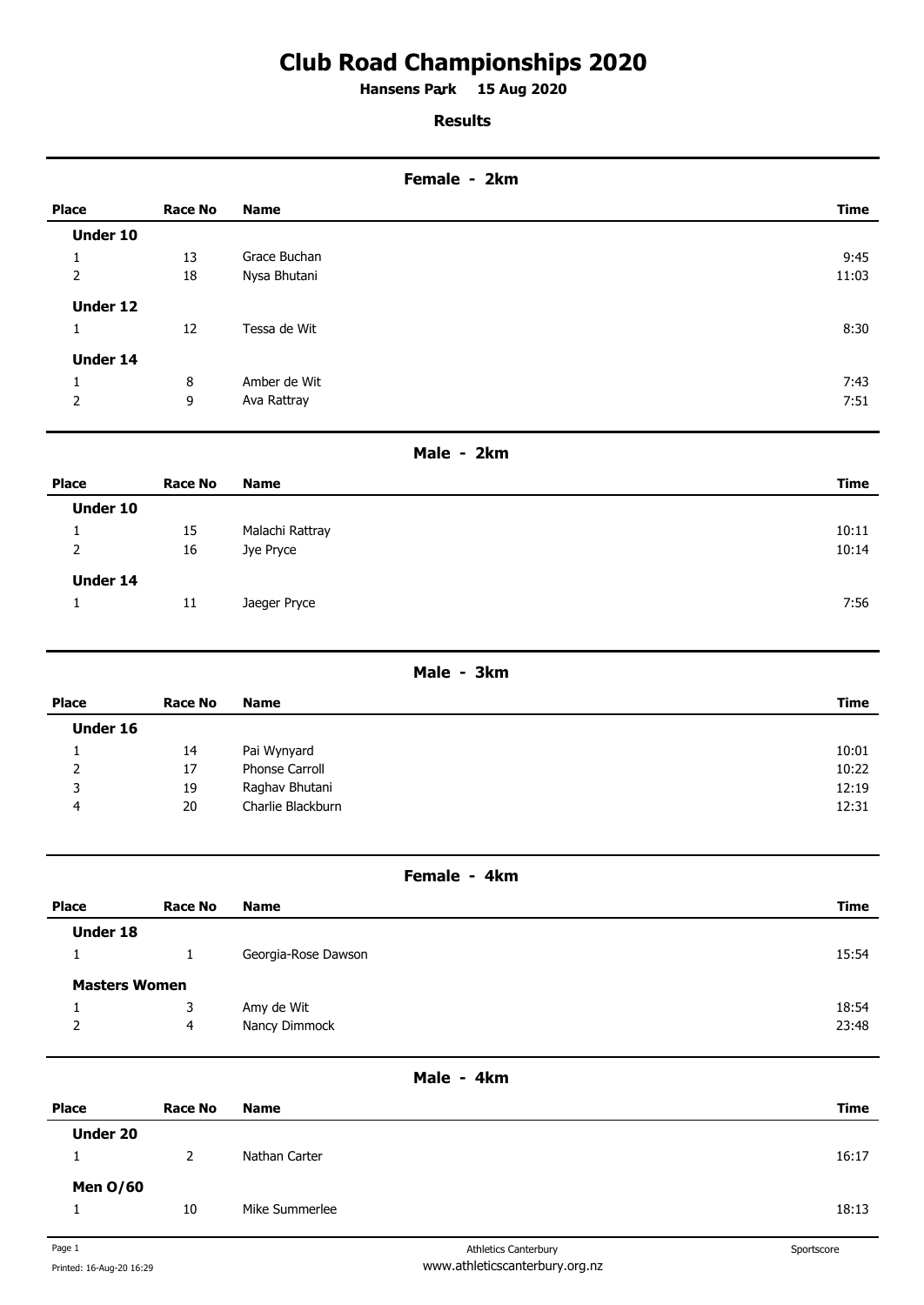# Club Road Championships 2020

**Hansens Park 15 Aug 2020**

**Results**

## Female - 2km

| Place | Race No | Name | Time |
|---|---|---|---|
| **Under 10** | | | |
| 1 | 13 | Grace Buchan | 9:45 |
| 2 | 18 | Nysa Bhutani | 11:03 |
| **Under 12** | | | |
| 1 | 12 | Tessa de Wit | 8:30 |
| **Under 14** | | | |
| 1 | 8 | Amber de Wit | 7:43 |
| 2 | 9 | Ava Rattray | 7:51 |

## Male - 2km

| Place | Race No | Name | Time |
|---|---|---|---|
| **Under 10** | | | |
| 1 | 15 | Malachi Rattray | 10:11 |
| 2 | 16 | Jye Pryce | 10:14 |
| **Under 14** | | | |
| 1 | 11 | Jaeger Pryce | 7:56 |

## Male - 3km

| Place | Race No | Name | Time |
|---|---|---|---|
| **Under 16** | | | |
| 1 | 14 | Pai Wynyard | 10:01 |
| 2 | 17 | Phonse Carroll | 10:22 |
| 3 | 19 | Raghav Bhutani | 12:19 |
| 4 | 20 | Charlie Blackburn | 12:31 |

## Female - 4km

| Place | Race No | Name | Time |
|---|---|---|---|
| **Under 18** | | | |
| 1 | 1 | Georgia-Rose Dawson | 15:54 |
| **Masters Women** | | | |
| 1 | 3 | Amy de Wit | 18:54 |
| 2 | 4 | Nancy Dimmock | 23:48 |

## Male - 4km

| Place | Race No | Name | Time |
|---|---|---|---|
| **Under 20** | | | |
| 1 | 2 | Nathan Carter | 16:17 |
| **Men O/60** | | | |
| 1 | 10 | Mike Summerlee | 18:13 |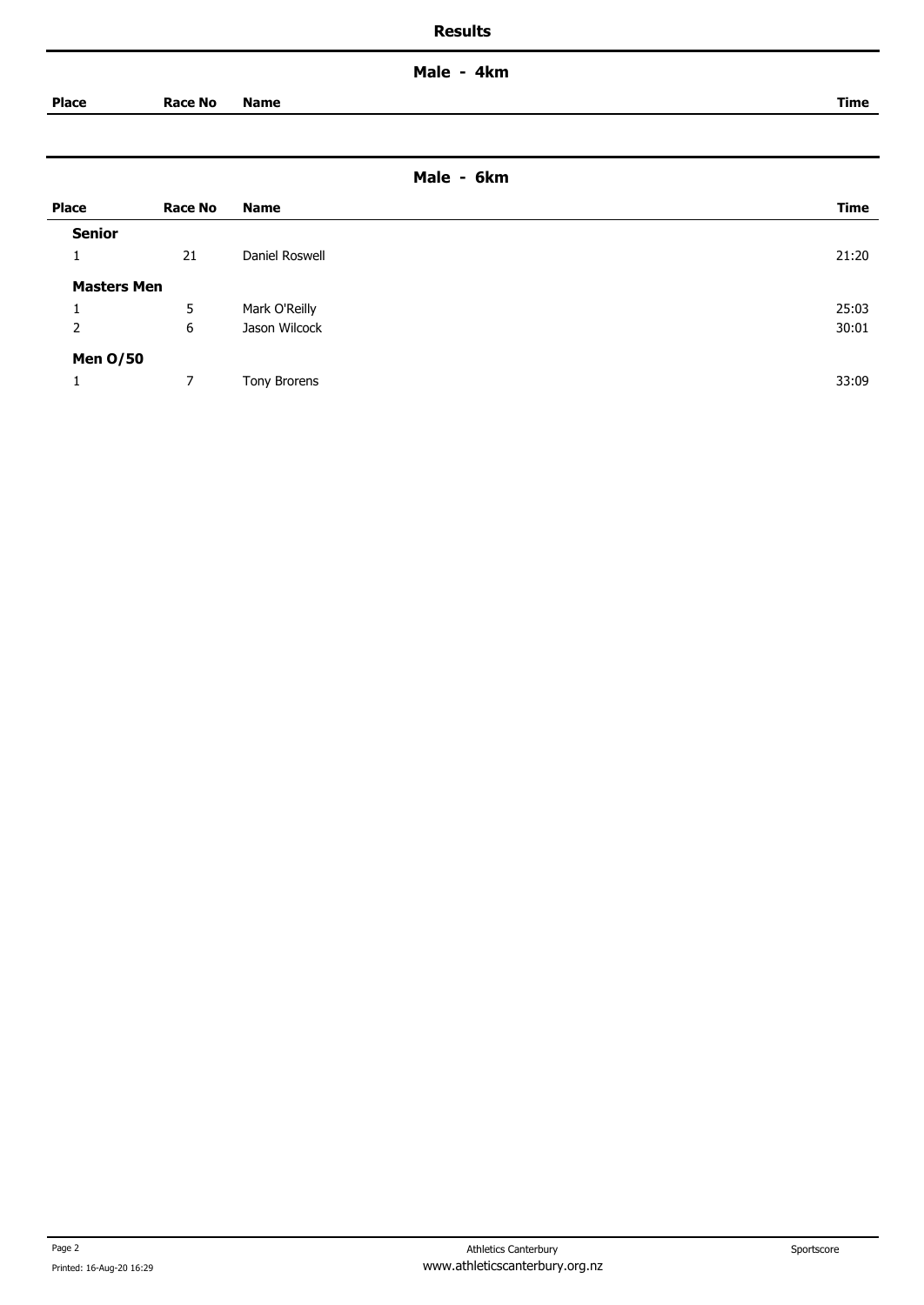# Results

## Male - 4km

| Place | Race No | Name | Time |
|---|---|---|---|

## Male - 6km

| Place | Race No | Name | Time |
|---|---|---|---|
| **Senior** | | | |
| 1 | 21 | Daniel Roswell | 21:20 |
| **Masters Men** | | | |
| 1 | 5 | Mark O'Reilly | 25:03 |
| 2 | 6 | Jason Wilcock | 30:01 |
| **Men O/50** | | | |
| 1 | 7 | Tony Brorens | 33:09 |

Printed: 16-Aug-20 16:29

Athletics Canterbury
www.athleticscanterbury.org.nz

Sportscore